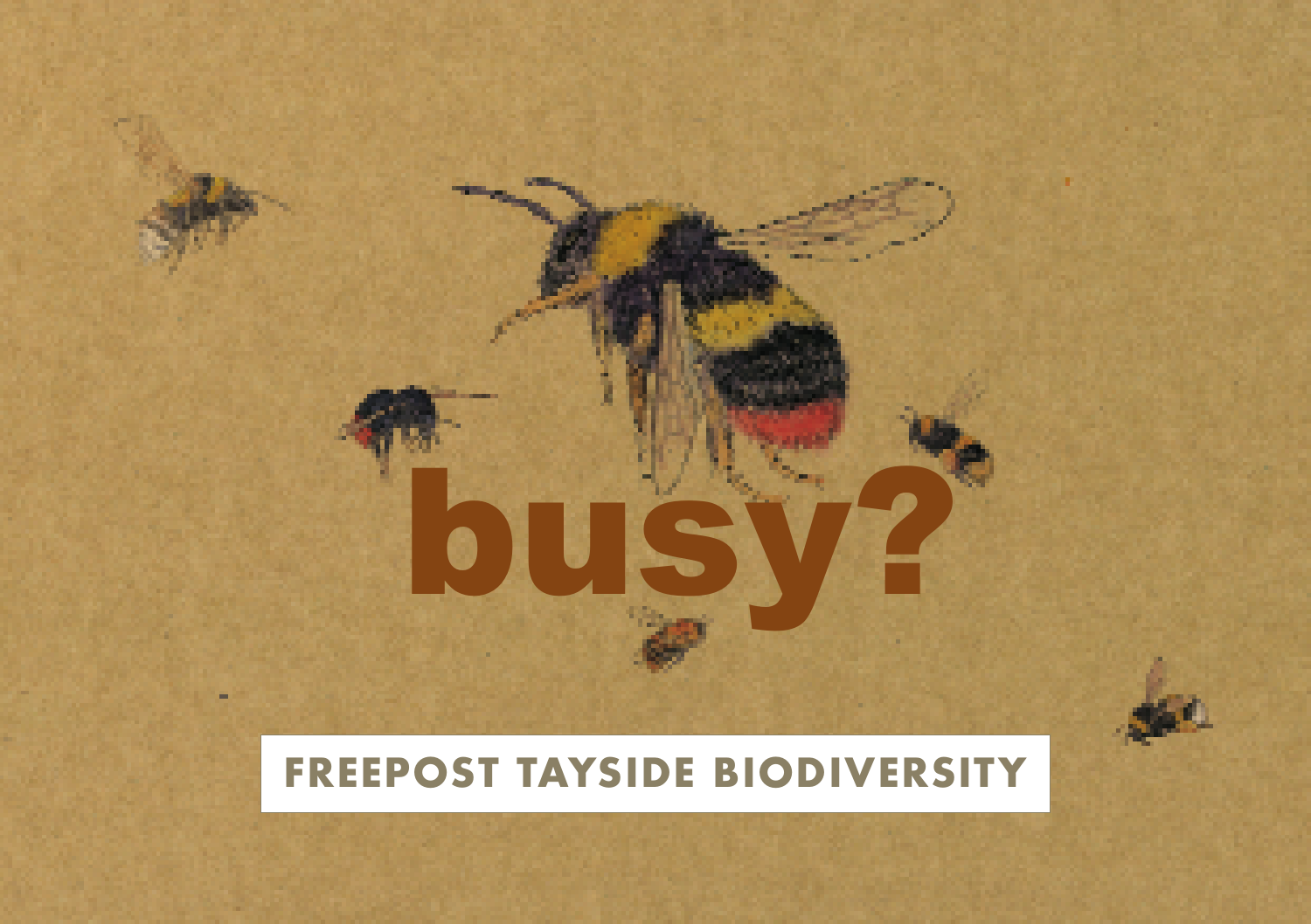# busy?

FREEPOST TAYSIDE BIODIVERSITY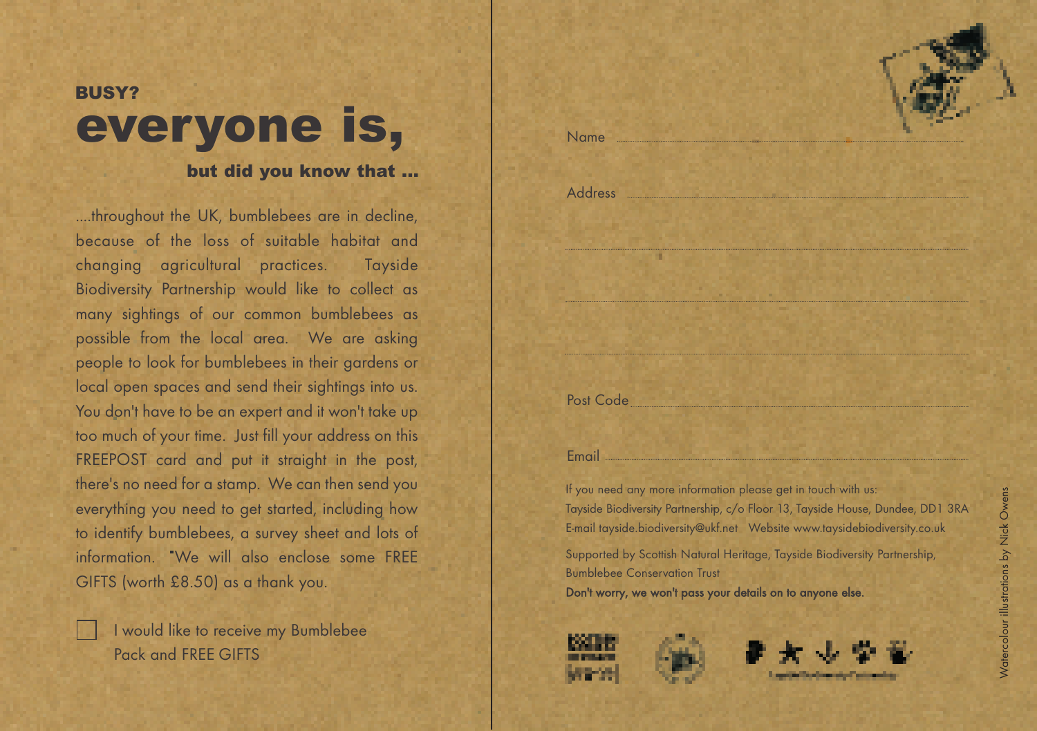**BUSY?**

# everyone is,

**but did you know that ...**

....throughout the UK, bumblebees are in decline, because of the loss of suitable habitat and changing agricultural practices. Tayside Biodiversity Partnership would like to collect as many sightings of our common bumblebees as possible from the local area. We are asking people to look for bumblebees in their gardens or local open spaces and send their sightings into us. You don't have to be an expert and it won't take up too much of your time. Just fill your address on this FREEPOST card and put it straight in the post, there's no need for a stamp. We can then send you everything you need to get started, including how to identify bumblebees, a survey sheet and lots of information. *We will also enclose some FREE GIFTS (worth £8.50) as a thank you.

☐ I would like to receive my Bumblebee Pack and FREE GIFTS

Name ..............................................................

Address ..............................................................

..............................................................

..............................................................

..............................................................

Post Code ..............................................................

Email ..............................................................

If you need any more information please get in touch with us:
Tayside Biodiversity Partnership, c/o Floor 13, Tayside House, Dundee, DD1 3RA
E-mail tayside.biodiversity@ukf.net Website www.taysidebiodiversity.co.uk

Supported by Scottish Natural Heritage, Tayside Biodiversity Partnership, Bumblebee Conservation Trust

**Don't worry, we won't pass your details on to anyone else.**

Watercolour illustrations by Nick Owens